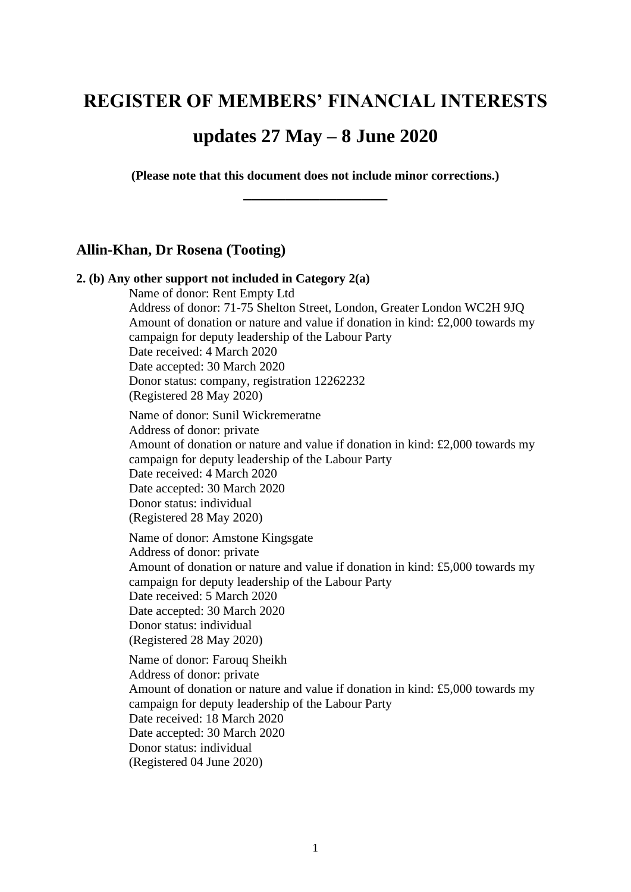# REGISTER OF MEMBERS' FINANCIAL INTERESTS

# updates 27 May – 8 June 2020

**(Please note that this document does not include minor corrections.)**

---

## Allin-Khan, Dr Rosena (Tooting)

**2. (b) Any other support not included in Category 2(a)**

Name of donor: Rent Empty Ltd
Address of donor: 71-75 Shelton Street, London, Greater London WC2H 9JQ
Amount of donation or nature and value if donation in kind: £2,000 towards my campaign for deputy leadership of the Labour Party
Date received: 4 March 2020
Date accepted: 30 March 2020
Donor status: company, registration 12262232
(Registered 28 May 2020)

Name of donor: Sunil Wickremeratne
Address of donor: private
Amount of donation or nature and value if donation in kind: £2,000 towards my campaign for deputy leadership of the Labour Party
Date received: 4 March 2020
Date accepted: 30 March 2020
Donor status: individual
(Registered 28 May 2020)

Name of donor: Amstone Kingsgate
Address of donor: private
Amount of donation or nature and value if donation in kind: £5,000 towards my campaign for deputy leadership of the Labour Party
Date received: 5 March 2020
Date accepted: 30 March 2020
Donor status: individual
(Registered 28 May 2020)

Name of donor: Farouq Sheikh
Address of donor: private
Amount of donation or nature and value if donation in kind: £5,000 towards my campaign for deputy leadership of the Labour Party
Date received: 18 March 2020
Date accepted: 30 March 2020
Donor status: individual
(Registered 04 June 2020)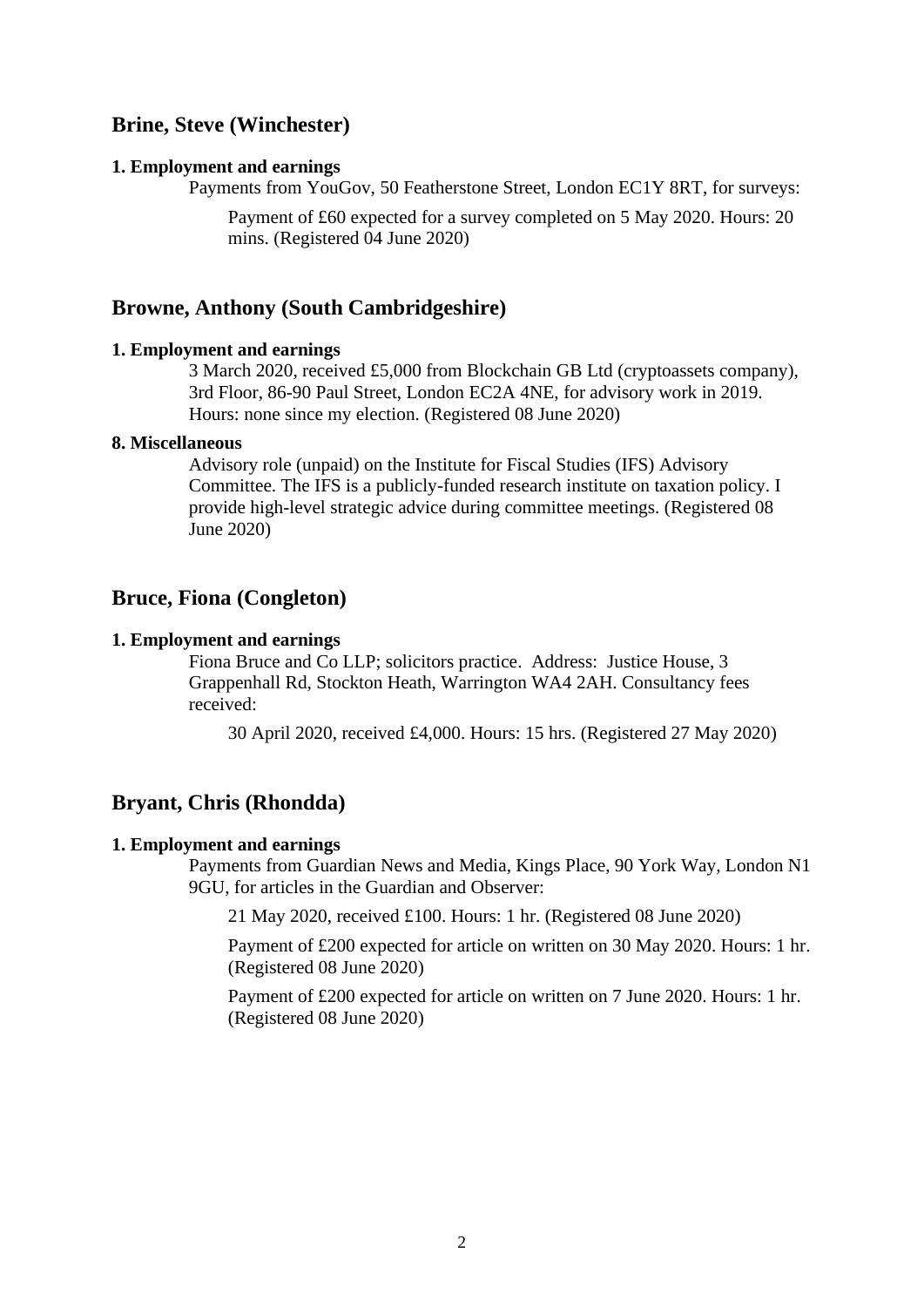## Brine, Steve (Winchester)

**1. Employment and earnings**

Payments from YouGov, 50 Featherstone Street, London EC1Y 8RT, for surveys:

Payment of £60 expected for a survey completed on 5 May 2020. Hours: 20 mins. (Registered 04 June 2020)

## Browne, Anthony (South Cambridgeshire)

**1. Employment and earnings**

3 March 2020, received £5,000 from Blockchain GB Ltd (cryptoassets company), 3rd Floor, 86-90 Paul Street, London EC2A 4NE, for advisory work in 2019. Hours: none since my election. (Registered 08 June 2020)

**8. Miscellaneous**

Advisory role (unpaid) on the Institute for Fiscal Studies (IFS) Advisory Committee. The IFS is a publicly-funded research institute on taxation policy. I provide high-level strategic advice during committee meetings. (Registered 08 June 2020)

## Bruce, Fiona (Congleton)

**1. Employment and earnings**

Fiona Bruce and Co LLP; solicitors practice. Address: Justice House, 3 Grappenhall Rd, Stockton Heath, Warrington WA4 2AH. Consultancy fees received:

30 April 2020, received £4,000. Hours: 15 hrs. (Registered 27 May 2020)

## Bryant, Chris (Rhondda)

**1. Employment and earnings**

Payments from Guardian News and Media, Kings Place, 90 York Way, London N1 9GU, for articles in the Guardian and Observer:

21 May 2020, received £100. Hours: 1 hr. (Registered 08 June 2020)

Payment of £200 expected for article on written on 30 May 2020. Hours: 1 hr. (Registered 08 June 2020)

Payment of £200 expected for article on written on 7 June 2020. Hours: 1 hr. (Registered 08 June 2020)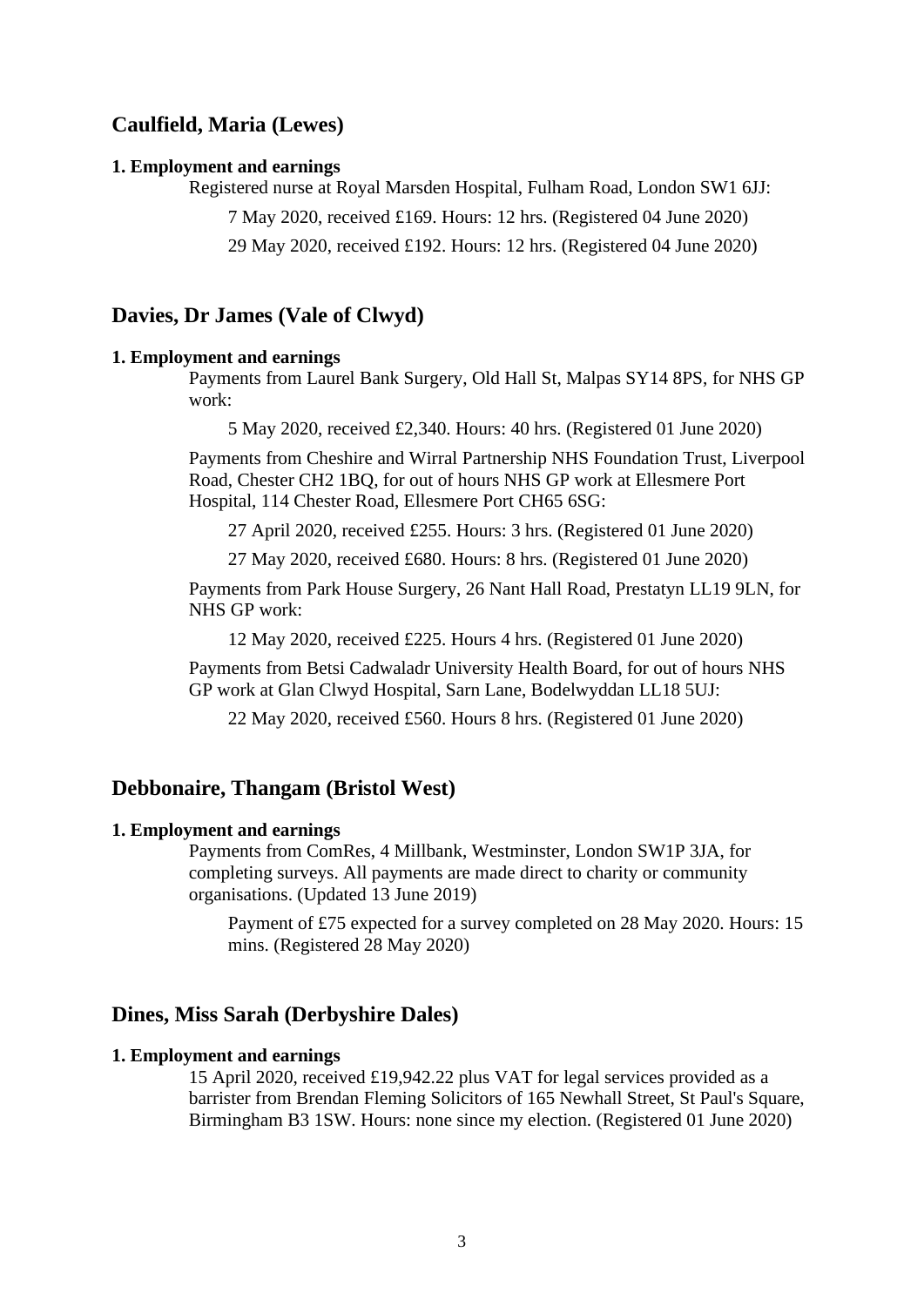## Caulfield, Maria (Lewes)

**1. Employment and earnings**

Registered nurse at Royal Marsden Hospital, Fulham Road, London SW1 6JJ:

7 May 2020, received £169. Hours: 12 hrs. (Registered 04 June 2020)

29 May 2020, received £192. Hours: 12 hrs. (Registered 04 June 2020)

## Davies, Dr James (Vale of Clwyd)

**1. Employment and earnings**

Payments from Laurel Bank Surgery, Old Hall St, Malpas SY14 8PS, for NHS GP work:

5 May 2020, received £2,340. Hours: 40 hrs. (Registered 01 June 2020)

Payments from Cheshire and Wirral Partnership NHS Foundation Trust, Liverpool Road, Chester CH2 1BQ, for out of hours NHS GP work at Ellesmere Port Hospital, 114 Chester Road, Ellesmere Port CH65 6SG:

27 April 2020, received £255. Hours: 3 hrs. (Registered 01 June 2020)

27 May 2020, received £680. Hours: 8 hrs. (Registered 01 June 2020)

Payments from Park House Surgery, 26 Nant Hall Road, Prestatyn LL19 9LN, for NHS GP work:

12 May 2020, received £225. Hours 4 hrs. (Registered 01 June 2020)

Payments from Betsi Cadwaladr University Health Board, for out of hours NHS GP work at Glan Clwyd Hospital, Sarn Lane, Bodelwyddan LL18 5UJ:

22 May 2020, received £560. Hours 8 hrs. (Registered 01 June 2020)

## Debbonaire, Thangam (Bristol West)

**1. Employment and earnings**

Payments from ComRes, 4 Millbank, Westminster, London SW1P 3JA, for completing surveys. All payments are made direct to charity or community organisations. (Updated 13 June 2019)

Payment of £75 expected for a survey completed on 28 May 2020. Hours: 15 mins. (Registered 28 May 2020)

## Dines, Miss Sarah (Derbyshire Dales)

**1. Employment and earnings**

15 April 2020, received £19,942.22 plus VAT for legal services provided as a barrister from Brendan Fleming Solicitors of 165 Newhall Street, St Paul's Square, Birmingham B3 1SW. Hours: none since my election. (Registered 01 June 2020)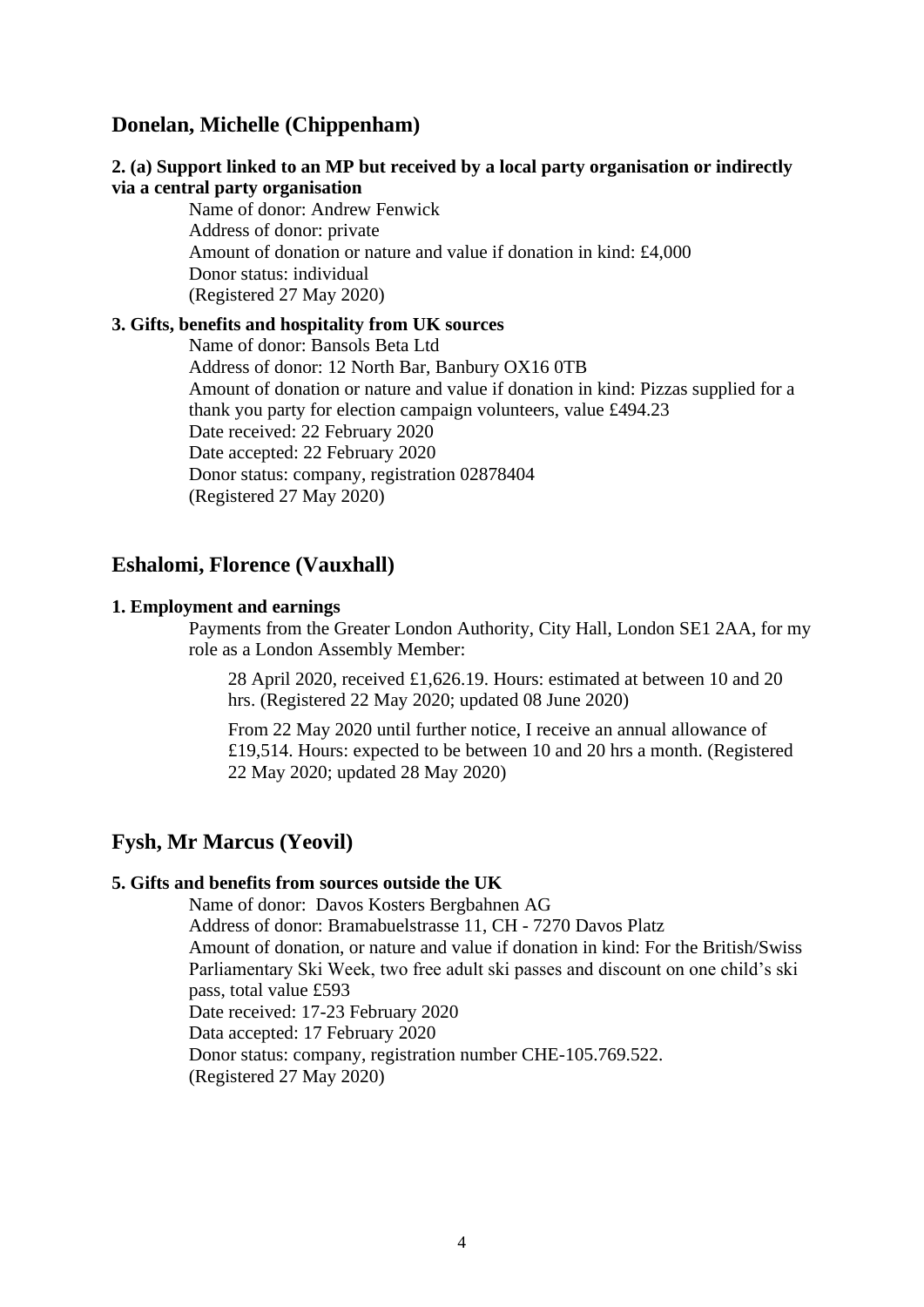## Donelan, Michelle (Chippenham)

**2. (a) Support linked to an MP but received by a local party organisation or indirectly via a central party organisation**

Name of donor: Andrew Fenwick
Address of donor: private
Amount of donation or nature and value if donation in kind: £4,000
Donor status: individual
(Registered 27 May 2020)

**3. Gifts, benefits and hospitality from UK sources**

Name of donor: Bansols Beta Ltd
Address of donor: 12 North Bar, Banbury OX16 0TB
Amount of donation or nature and value if donation in kind: Pizzas supplied for a thank you party for election campaign volunteers, value £494.23
Date received: 22 February 2020
Date accepted: 22 February 2020
Donor status: company, registration 02878404
(Registered 27 May 2020)

## Eshalomi, Florence (Vauxhall)

**1. Employment and earnings**

Payments from the Greater London Authority, City Hall, London SE1 2AA, for my role as a London Assembly Member:

28 April 2020, received £1,626.19. Hours: estimated at between 10 and 20 hrs. (Registered 22 May 2020; updated 08 June 2020)

From 22 May 2020 until further notice, I receive an annual allowance of £19,514. Hours: expected to be between 10 and 20 hrs a month. (Registered 22 May 2020; updated 28 May 2020)

## Fysh, Mr Marcus (Yeovil)

**5. Gifts and benefits from sources outside the UK**

Name of donor: Davos Kosters Bergbahnen AG
Address of donor: Bramabuelstrasse 11, CH - 7270 Davos Platz
Amount of donation, or nature and value if donation in kind: For the British/Swiss Parliamentary Ski Week, two free adult ski passes and discount on one child's ski pass, total value £593
Date received: 17-23 February 2020
Data accepted: 17 February 2020
Donor status: company, registration number CHE-105.769.522.
(Registered 27 May 2020)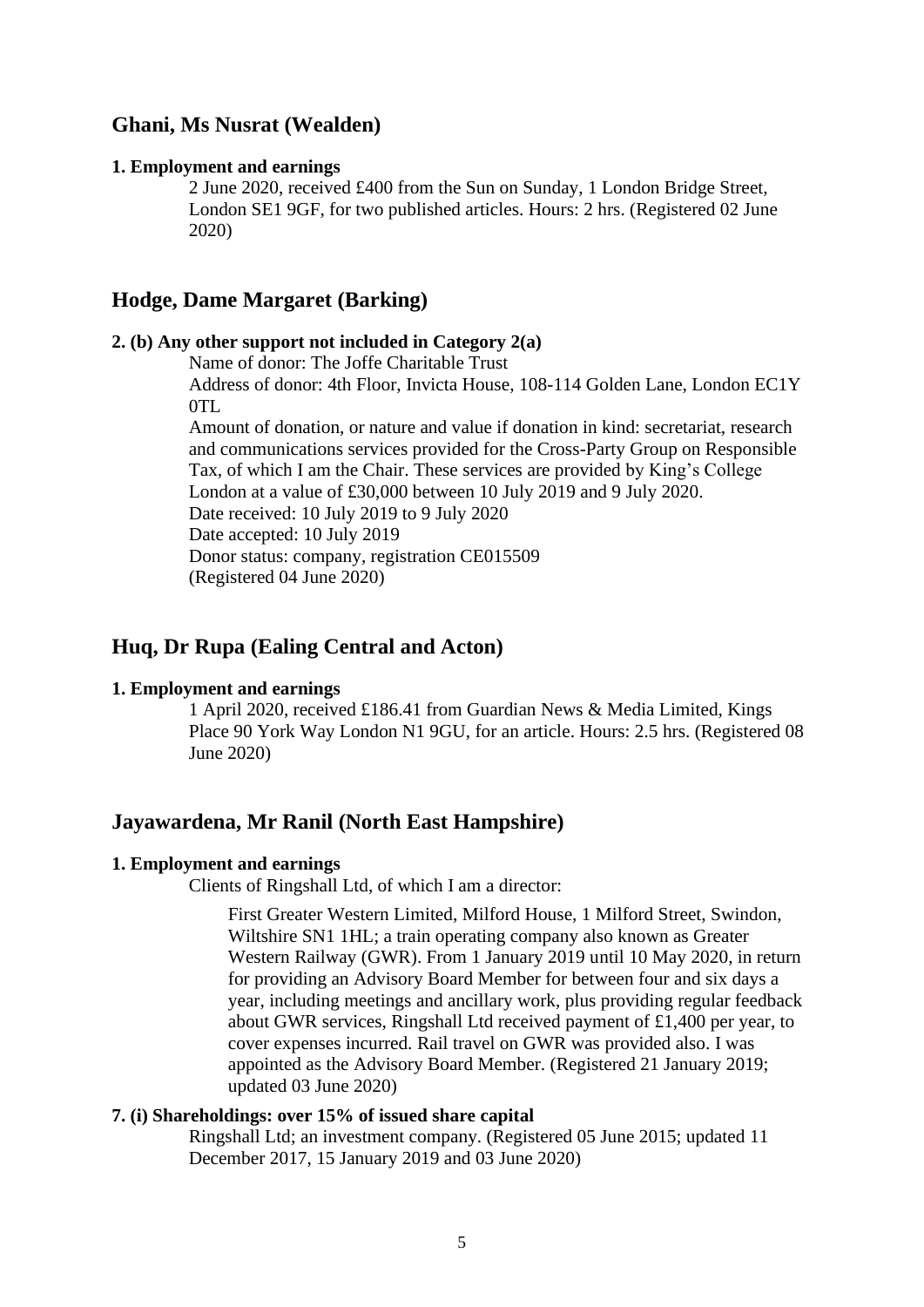## Ghani, Ms Nusrat (Wealden)

**1. Employment and earnings**

2 June 2020, received £400 from the Sun on Sunday, 1 London Bridge Street, London SE1 9GF, for two published articles. Hours: 2 hrs. (Registered 02 June 2020)

## Hodge, Dame Margaret (Barking)

**2. (b) Any other support not included in Category 2(a)**

Name of donor: The Joffe Charitable Trust
Address of donor: 4th Floor, Invicta House, 108-114 Golden Lane, London EC1Y 0TL
Amount of donation, or nature and value if donation in kind: secretariat, research and communications services provided for the Cross-Party Group on Responsible Tax, of which I am the Chair. These services are provided by King's College London at a value of £30,000 between 10 July 2019 and 9 July 2020.
Date received: 10 July 2019 to 9 July 2020
Date accepted: 10 July 2019
Donor status: company, registration CE015509
(Registered 04 June 2020)

## Huq, Dr Rupa (Ealing Central and Acton)

**1. Employment and earnings**

1 April 2020, received £186.41 from Guardian News & Media Limited, Kings Place 90 York Way London N1 9GU, for an article. Hours: 2.5 hrs. (Registered 08 June 2020)

## Jayawardena, Mr Ranil (North East Hampshire)

**1. Employment and earnings**

Clients of Ringshall Ltd, of which I am a director:

First Greater Western Limited, Milford House, 1 Milford Street, Swindon, Wiltshire SN1 1HL; a train operating company also known as Greater Western Railway (GWR). From 1 January 2019 until 10 May 2020, in return for providing an Advisory Board Member for between four and six days a year, including meetings and ancillary work, plus providing regular feedback about GWR services, Ringshall Ltd received payment of £1,400 per year, to cover expenses incurred. Rail travel on GWR was provided also. I was appointed as the Advisory Board Member. (Registered 21 January 2019; updated 03 June 2020)

**7. (i) Shareholdings: over 15% of issued share capital**

Ringshall Ltd; an investment company. (Registered 05 June 2015; updated 11 December 2017, 15 January 2019 and 03 June 2020)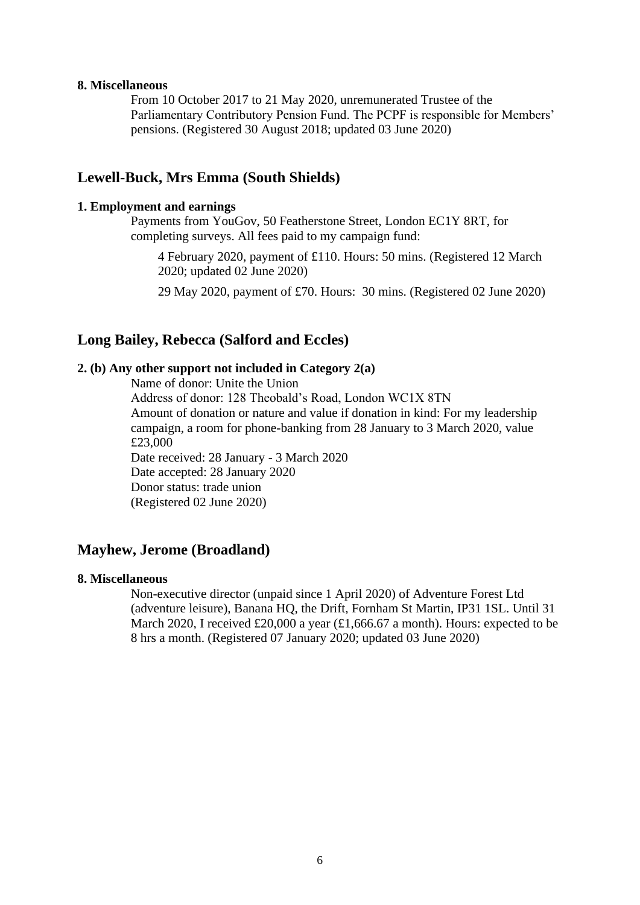**8. Miscellaneous**

From 10 October 2017 to 21 May 2020, unremunerated Trustee of the Parliamentary Contributory Pension Fund. The PCPF is responsible for Members' pensions. (Registered 30 August 2018; updated 03 June 2020)

## Lewell-Buck, Mrs Emma (South Shields)

**1. Employment and earnings**

Payments from YouGov, 50 Featherstone Street, London EC1Y 8RT, for completing surveys. All fees paid to my campaign fund:

4 February 2020, payment of £110. Hours: 50 mins. (Registered 12 March 2020; updated 02 June 2020)

29 May 2020, payment of £70. Hours: 30 mins. (Registered 02 June 2020)

## Long Bailey, Rebecca (Salford and Eccles)

**2. (b) Any other support not included in Category 2(a)**

Name of donor: Unite the Union
Address of donor: 128 Theobald's Road, London WC1X 8TN
Amount of donation or nature and value if donation in kind: For my leadership campaign, a room for phone-banking from 28 January to 3 March 2020, value £23,000
Date received: 28 January - 3 March 2020
Date accepted: 28 January 2020
Donor status: trade union
(Registered 02 June 2020)

## Mayhew, Jerome (Broadland)

**8. Miscellaneous**

Non-executive director (unpaid since 1 April 2020) of Adventure Forest Ltd (adventure leisure), Banana HQ, the Drift, Fornham St Martin, IP31 1SL. Until 31 March 2020, I received £20,000 a year (£1,666.67 a month). Hours: expected to be 8 hrs a month. (Registered 07 January 2020; updated 03 June 2020)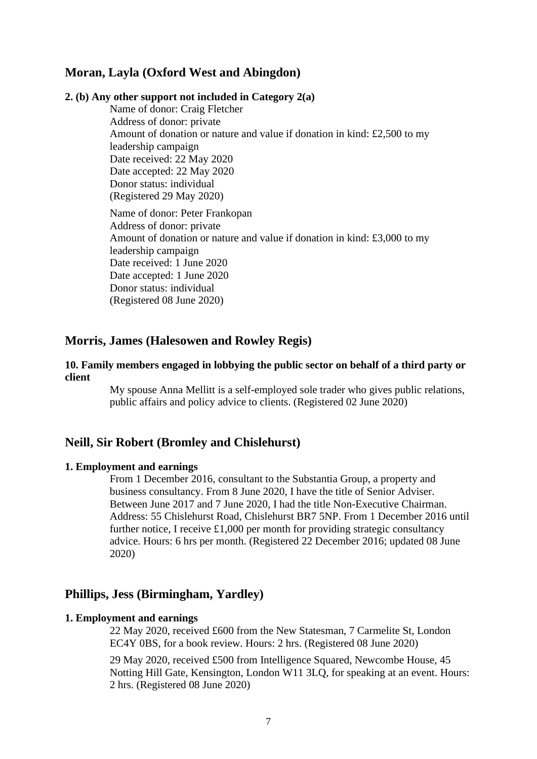## Moran, Layla (Oxford West and Abingdon)

**2. (b) Any other support not included in Category 2(a)**

Name of donor: Craig Fletcher
Address of donor: private
Amount of donation or nature and value if donation in kind: £2,500 to my leadership campaign
Date received: 22 May 2020
Date accepted: 22 May 2020
Donor status: individual
(Registered 29 May 2020)

Name of donor: Peter Frankopan
Address of donor: private
Amount of donation or nature and value if donation in kind: £3,000 to my leadership campaign
Date received: 1 June 2020
Date accepted: 1 June 2020
Donor status: individual
(Registered 08 June 2020)

## Morris, James (Halesowen and Rowley Regis)

**10. Family members engaged in lobbying the public sector on behalf of a third party or client**

My spouse Anna Mellitt is a self-employed sole trader who gives public relations, public affairs and policy advice to clients. (Registered 02 June 2020)

## Neill, Sir Robert (Bromley and Chislehurst)

**1. Employment and earnings**

From 1 December 2016, consultant to the Substantia Group, a property and business consultancy. From 8 June 2020, I have the title of Senior Adviser. Between June 2017 and 7 June 2020, I had the title Non-Executive Chairman. Address: 55 Chislehurst Road, Chislehurst BR7 5NP. From 1 December 2016 until further notice, I receive £1,000 per month for providing strategic consultancy advice. Hours: 6 hrs per month. (Registered 22 December 2016; updated 08 June 2020)

## Phillips, Jess (Birmingham, Yardley)

**1. Employment and earnings**

22 May 2020, received £600 from the New Statesman, 7 Carmelite St, London EC4Y 0BS, for a book review. Hours: 2 hrs. (Registered 08 June 2020)

29 May 2020, received £500 from Intelligence Squared, Newcombe House, 45 Notting Hill Gate, Kensington, London W11 3LQ, for speaking at an event. Hours: 2 hrs. (Registered 08 June 2020)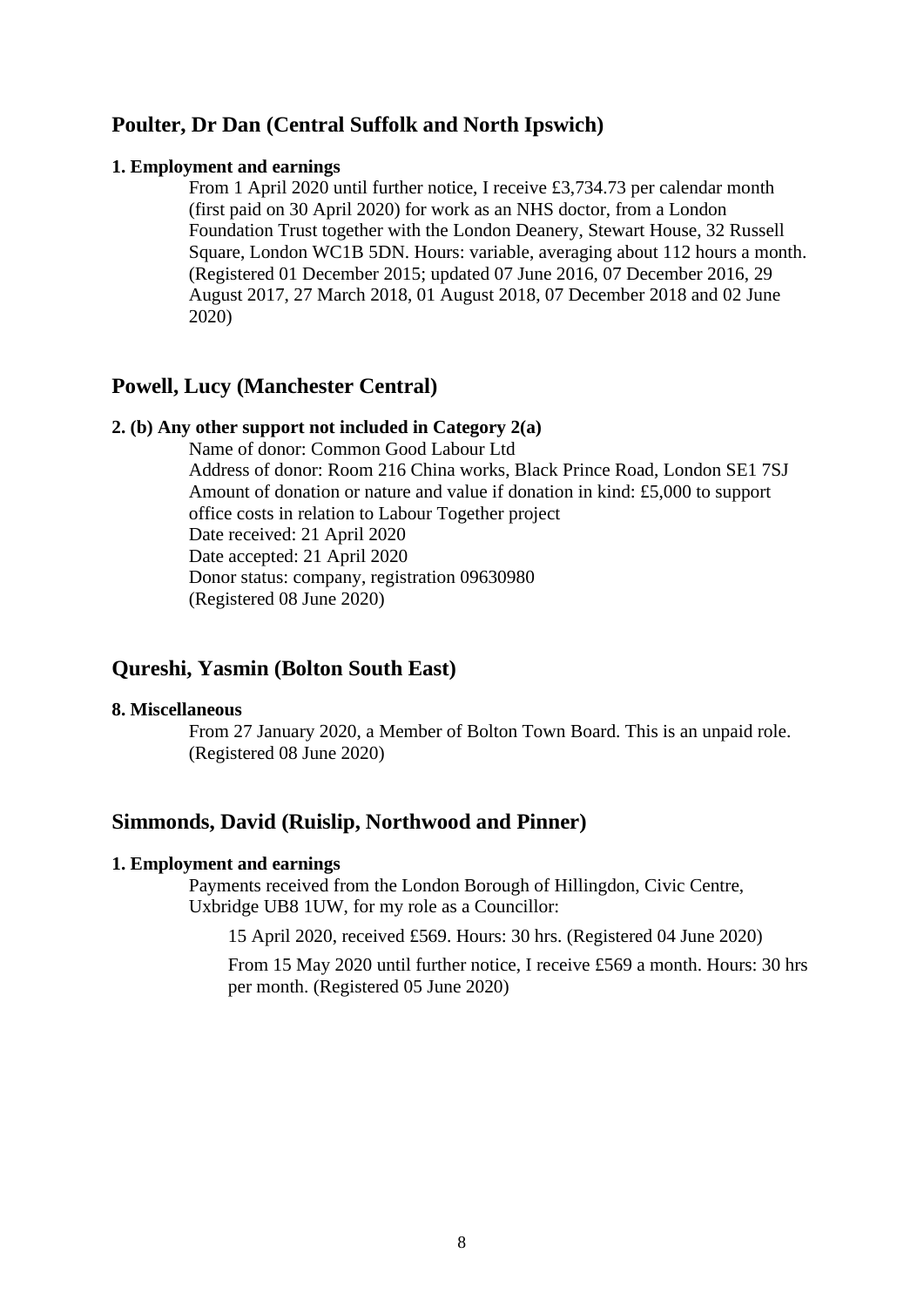## Poulter, Dr Dan (Central Suffolk and North Ipswich)

**1. Employment and earnings**

From 1 April 2020 until further notice, I receive £3,734.73 per calendar month (first paid on 30 April 2020) for work as an NHS doctor, from a London Foundation Trust together with the London Deanery, Stewart House, 32 Russell Square, London WC1B 5DN. Hours: variable, averaging about 112 hours a month. (Registered 01 December 2015; updated 07 June 2016, 07 December 2016, 29 August 2017, 27 March 2018, 01 August 2018, 07 December 2018 and 02 June 2020)

## Powell, Lucy (Manchester Central)

**2. (b) Any other support not included in Category 2(a)**

Name of donor: Common Good Labour Ltd
Address of donor: Room 216 China works, Black Prince Road, London SE1 7SJ
Amount of donation or nature and value if donation in kind: £5,000 to support office costs in relation to Labour Together project
Date received: 21 April 2020
Date accepted: 21 April 2020
Donor status: company, registration 09630980
(Registered 08 June 2020)

## Qureshi, Yasmin (Bolton South East)

**8. Miscellaneous**

From 27 January 2020, a Member of Bolton Town Board. This is an unpaid role. (Registered 08 June 2020)

## Simmonds, David (Ruislip, Northwood and Pinner)

**1. Employment and earnings**

Payments received from the London Borough of Hillingdon, Civic Centre, Uxbridge UB8 1UW, for my role as a Councillor:

15 April 2020, received £569. Hours: 30 hrs. (Registered 04 June 2020)

From 15 May 2020 until further notice, I receive £569 a month. Hours: 30 hrs per month. (Registered 05 June 2020)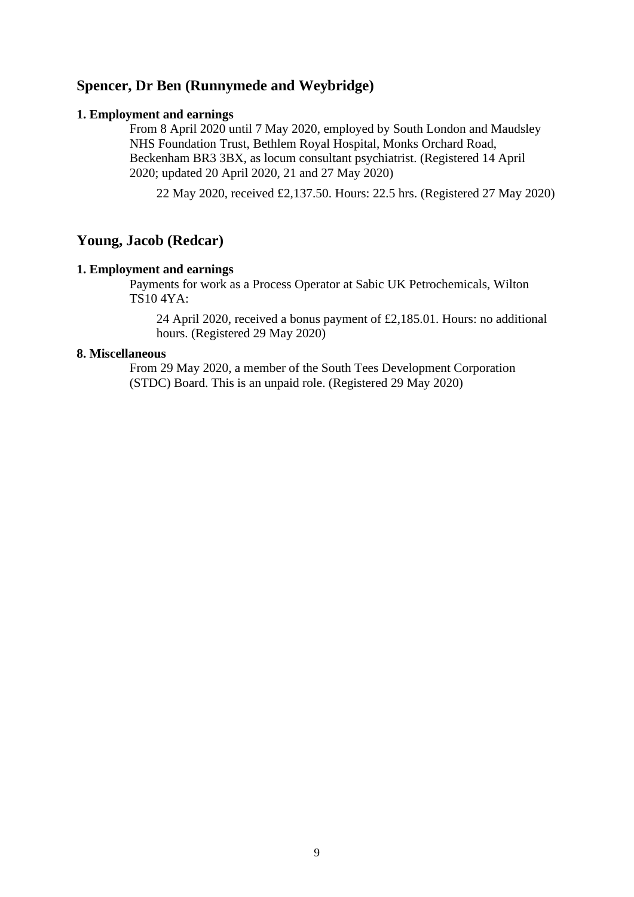## Spencer, Dr Ben (Runnymede and Weybridge)

**1. Employment and earnings**

From 8 April 2020 until 7 May 2020, employed by South London and Maudsley NHS Foundation Trust, Bethlem Royal Hospital, Monks Orchard Road, Beckenham BR3 3BX, as locum consultant psychiatrist. (Registered 14 April 2020; updated 20 April 2020, 21 and 27 May 2020)

22 May 2020, received £2,137.50. Hours: 22.5 hrs. (Registered 27 May 2020)

## Young, Jacob (Redcar)

**1. Employment and earnings**

Payments for work as a Process Operator at Sabic UK Petrochemicals, Wilton TS10 4YA:

24 April 2020, received a bonus payment of £2,185.01. Hours: no additional hours. (Registered 29 May 2020)

**8. Miscellaneous**

From 29 May 2020, a member of the South Tees Development Corporation (STDC) Board. This is an unpaid role. (Registered 29 May 2020)